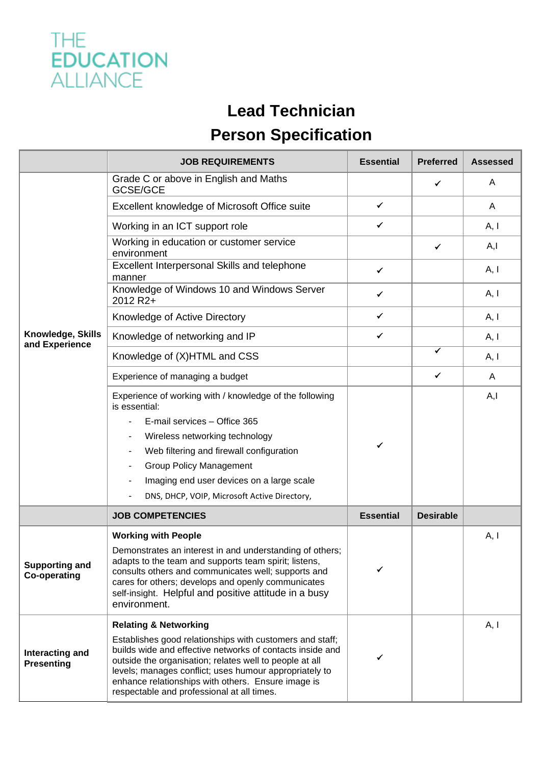THE
EDUCATION
ALLIANCE

# Lead Technician

# Person Specification

| | JOB REQUIREMENTS | Essential | Preferred | Assessed |
|---|---|---|---|---|
| Knowledge, Skills and Experience | Grade C or above in English and Maths GCSE/GCE | | ✓ | A |
| | Excellent knowledge of Microsoft Office suite | ✓ | | A |
| | Working in an ICT support role | ✓ | | A, I |
| | Working in education or customer service environment | | ✓ | A,I |
| | Excellent Interpersonal Skills and telephone manner | ✓ | | A, I |
| | Knowledge of Windows 10 and Windows Server 2012 R2+ | ✓ | | A, I |
| | Knowledge of Active Directory | ✓ | | A, I |
| | Knowledge of networking and IP | ✓ | | A, I |
| | Knowledge of (X)HTML and CSS | | ✓ | A, I |
| | Experience of managing a budget | | ✓ | A |
| | Experience of working with / knowledge of the following is essential: <br>- E-mail services – Office 365 <br>- Wireless networking technology <br>- Web filtering and firewall configuration <br>- Group Policy Management <br>- Imaging end user devices on a large scale <br>- DNS, DHCP, VOIP, Microsoft Active Directory, | ✓ | | A,I |
| | **JOB COMPETENCIES** | **Essential** | **Desirable** | |
| Supporting and Co-operating | **Working with People** <br>Demonstrates an interest in and understanding of others; adapts to the team and supports team spirit; listens, consults others and communicates well; supports and cares for others; develops and openly communicates self-insight. Helpful and positive attitude in a busy environment. | ✓ | | A, I |
| Interacting and Presenting | **Relating & Networking** <br>Establishes good relationships with customers and staff; builds wide and effective networks of contacts inside and outside the organisation; relates well to people at all levels; manages conflict; uses humour appropriately to enhance relationships with others. Ensure image is respectable and professional at all times. | ✓ | | A, I |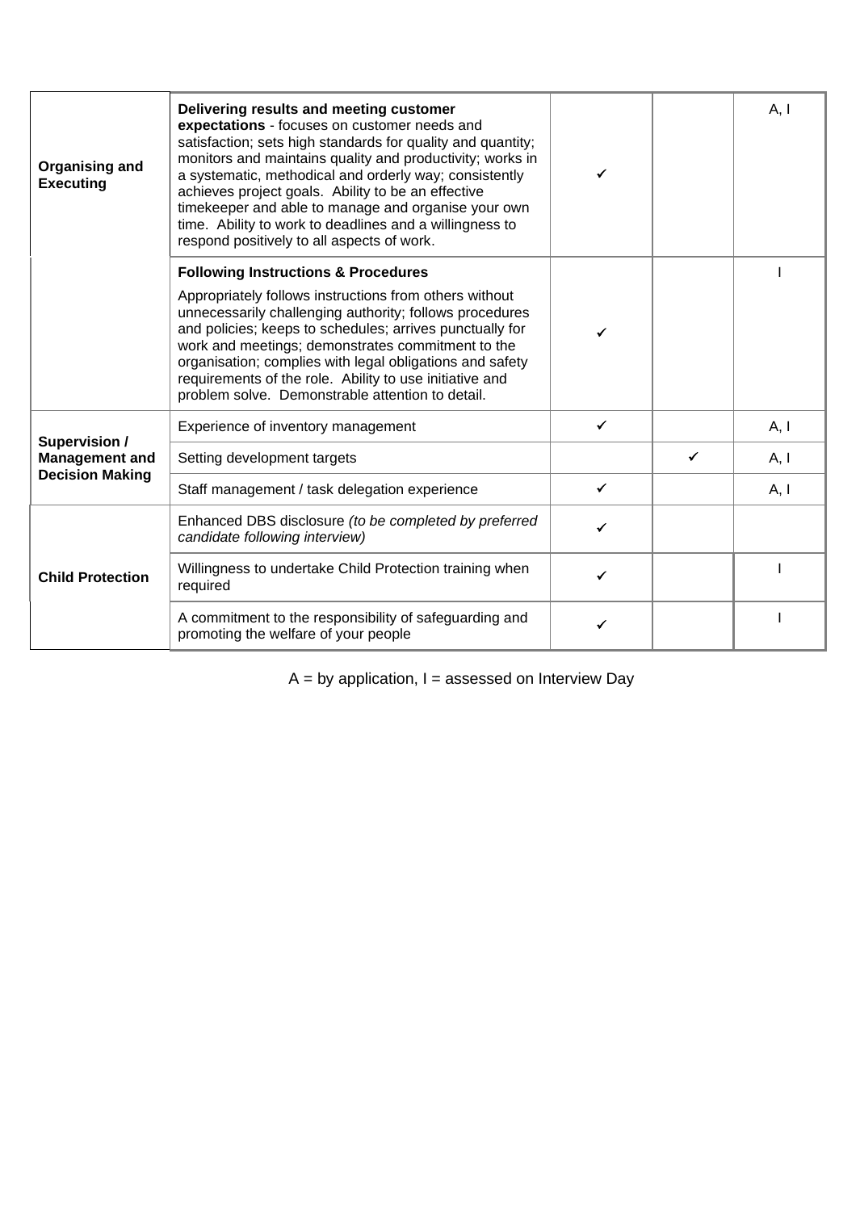| | | | | |
|---|---|---|---|---|
| **Organising and Executing** | **Delivering results and meeting customer expectations** - focuses on customer needs and satisfaction; sets high standards for quality and quantity; monitors and maintains quality and productivity; works in a systematic, methodical and orderly way; consistently achieves project goals. Ability to be an effective timekeeper and able to manage and organise your own time. Ability to work to deadlines and a willingness to respond positively to all aspects of work. | ✓ | | A, I |
| | **Following Instructions & Procedures**<br>Appropriately follows instructions from others without unnecessarily challenging authority; follows procedures and policies; keeps to schedules; arrives punctually for work and meetings; demonstrates commitment to the organisation; complies with legal obligations and safety requirements of the role. Ability to use initiative and problem solve. Demonstrable attention to detail. | ✓ | | I |
| **Supervision / Management and Decision Making** | Experience of inventory management | ✓ | | A, I |
| | Setting development targets | | ✓ | A, I |
| | Staff management / task delegation experience | ✓ | | A, I |
| **Child Protection** | Enhanced DBS disclosure *(to be completed by preferred candidate following interview)* | ✓ | | |
| | Willingness to undertake Child Protection training when required | ✓ | | I |
| | A commitment to the responsibility of safeguarding and promoting the welfare of your people | ✓ | | I |

A = by application, I = assessed on Interview Day